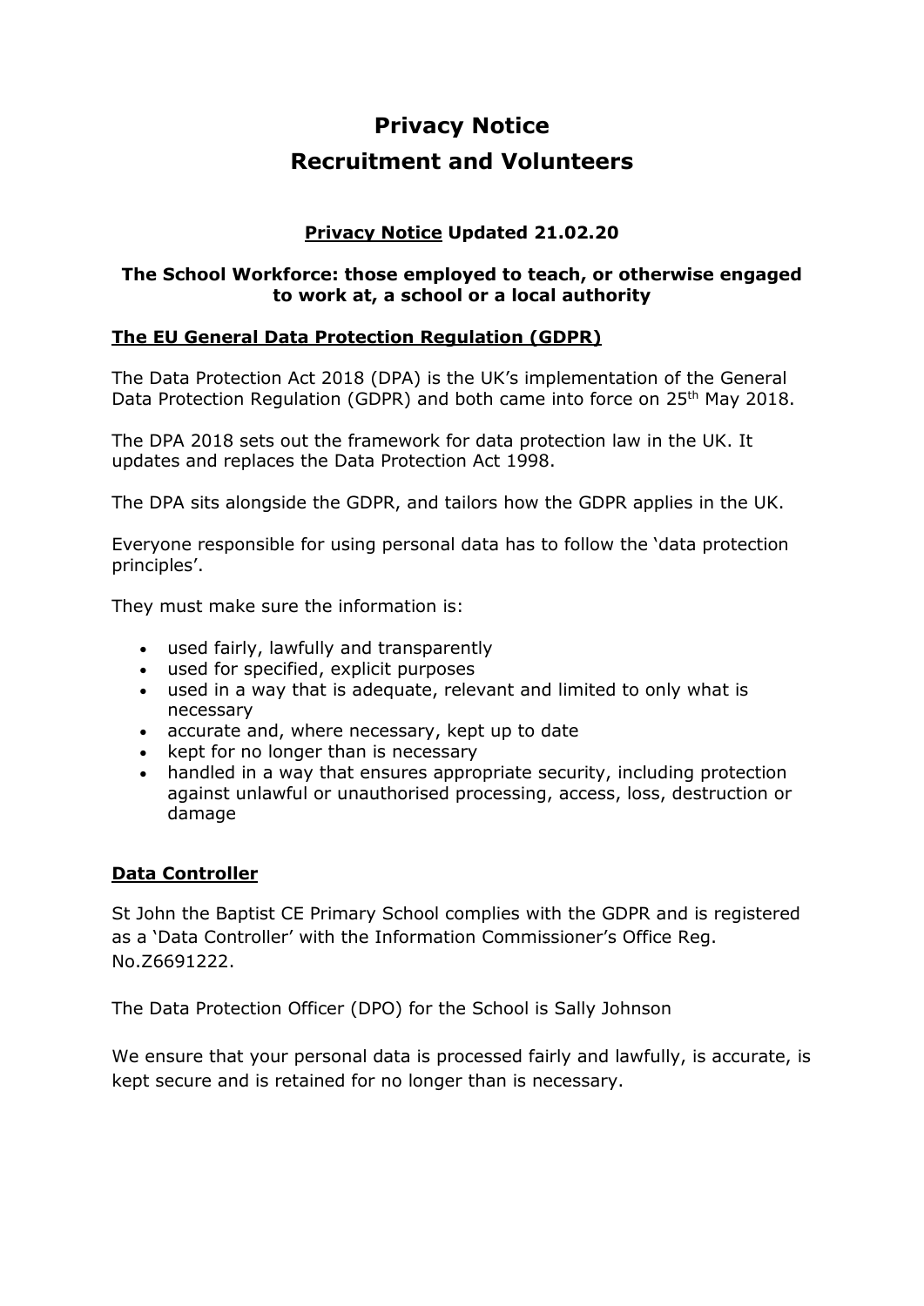# Privacy Notice
# Recruitment and Volunteers

### <u>Privacy Notice</u> Updated 21.02.20

#### The School Workforce: those employed to teach, or otherwise engaged to work at, a school or a local authority

### <u>The EU General Data Protection Regulation (GDPR)</u>

The Data Protection Act 2018 (DPA) is the UK's implementation of the General Data Protection Regulation (GDPR) and both came into force on 25th May 2018.

The DPA 2018 sets out the framework for data protection law in the UK. It updates and replaces the Data Protection Act 1998.

The DPA sits alongside the GDPR, and tailors how the GDPR applies in the UK.

Everyone responsible for using personal data has to follow the 'data protection principles'.

They must make sure the information is:

- used fairly, lawfully and transparently
- used for specified, explicit purposes
- used in a way that is adequate, relevant and limited to only what is necessary
- accurate and, where necessary, kept up to date
- kept for no longer than is necessary
- handled in a way that ensures appropriate security, including protection against unlawful or unauthorised processing, access, loss, destruction or damage

### <u>Data Controller</u>

St John the Baptist CE Primary School complies with the GDPR and is registered as a 'Data Controller' with the Information Commissioner's Office Reg. No.Z6691222.

The Data Protection Officer (DPO) for the School is Sally Johnson

We ensure that your personal data is processed fairly and lawfully, is accurate, is kept secure and is retained for no longer than is necessary.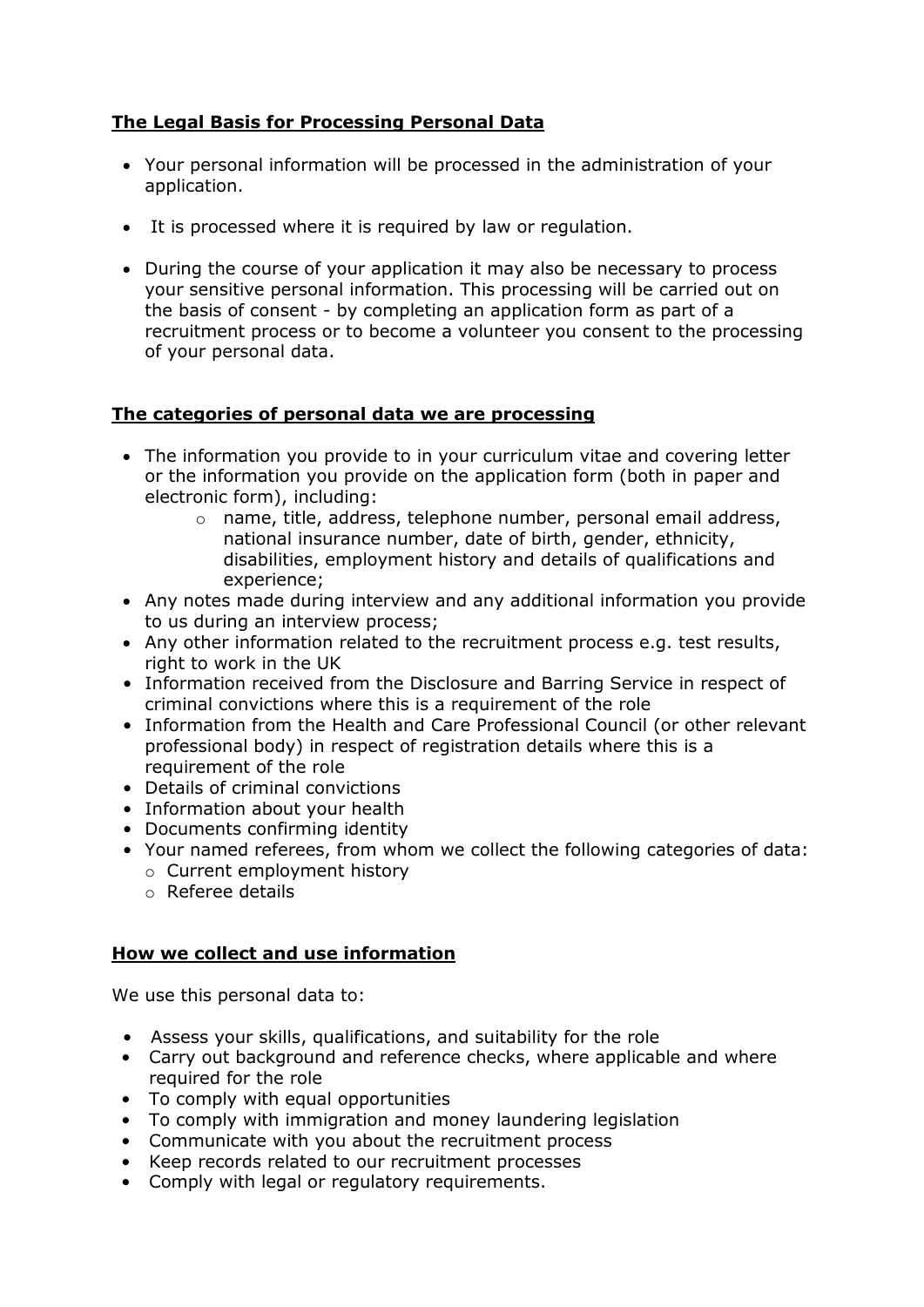## The Legal Basis for Processing Personal Data

- Your personal information will be processed in the administration of your application.
- It is processed where it is required by law or regulation.
- During the course of your application it may also be necessary to process your sensitive personal information. This processing will be carried out on the basis of consent - by completing an application form as part of a recruitment process or to become a volunteer you consent to the processing of your personal data.

## The categories of personal data we are processing

- The information you provide to in your curriculum vitae and covering letter or the information you provide on the application form (both in paper and electronic form), including:
  - name, title, address, telephone number, personal email address, national insurance number, date of birth, gender, ethnicity, disabilities, employment history and details of qualifications and experience;
- Any notes made during interview and any additional information you provide to us during an interview process;
- Any other information related to the recruitment process e.g. test results, right to work in the UK
- Information received from the Disclosure and Barring Service in respect of criminal convictions where this is a requirement of the role
- Information from the Health and Care Professional Council (or other relevant professional body) in respect of registration details where this is a requirement of the role
- Details of criminal convictions
- Information about your health
- Documents confirming identity
- Your named referees, from whom we collect the following categories of data:
  - Current employment history
  - Referee details

## How we collect and use information

We use this personal data to:

- Assess your skills, qualifications, and suitability for the role
- Carry out background and reference checks, where applicable and where required for the role
- To comply with equal opportunities
- To comply with immigration and money laundering legislation
- Communicate with you about the recruitment process
- Keep records related to our recruitment processes
- Comply with legal or regulatory requirements.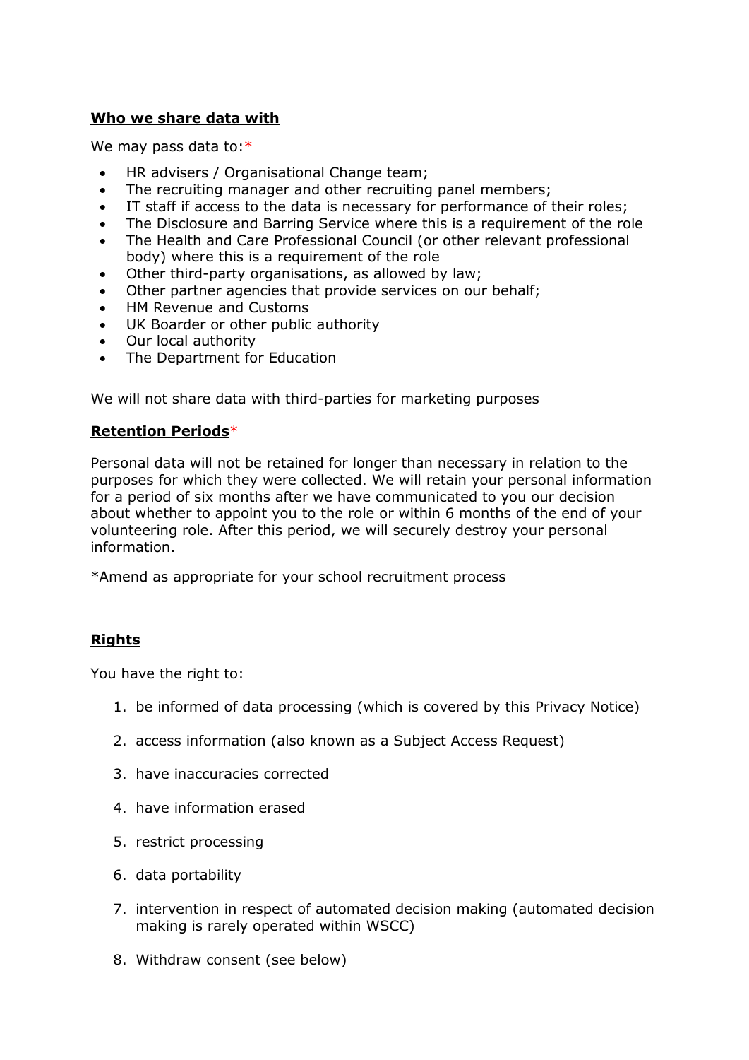**Who we share data with**

We may pass data to:*

- HR advisers / Organisational Change team;
- The recruiting manager and other recruiting panel members;
- IT staff if access to the data is necessary for performance of their roles;
- The Disclosure and Barring Service where this is a requirement of the role
- The Health and Care Professional Council (or other relevant professional body) where this is a requirement of the role
- Other third-party organisations, as allowed by law;
- Other partner agencies that provide services on our behalf;
- HM Revenue and Customs
- UK Boarder or other public authority
- Our local authority
- The Department for Education

We will not share data with third-parties for marketing purposes

**Retention Periods***

Personal data will not be retained for longer than necessary in relation to the purposes for which they were collected. We will retain your personal information for a period of six months after we have communicated to you our decision about whether to appoint you to the role or within 6 months of the end of your volunteering role. After this period, we will securely destroy your personal information.

*Amend as appropriate for your school recruitment process

**Rights**

You have the right to:

1. be informed of data processing (which is covered by this Privacy Notice)
2. access information (also known as a Subject Access Request)
3. have inaccuracies corrected
4. have information erased
5. restrict processing
6. data portability
7. intervention in respect of automated decision making (automated decision making is rarely operated within WSCC)
8. Withdraw consent (see below)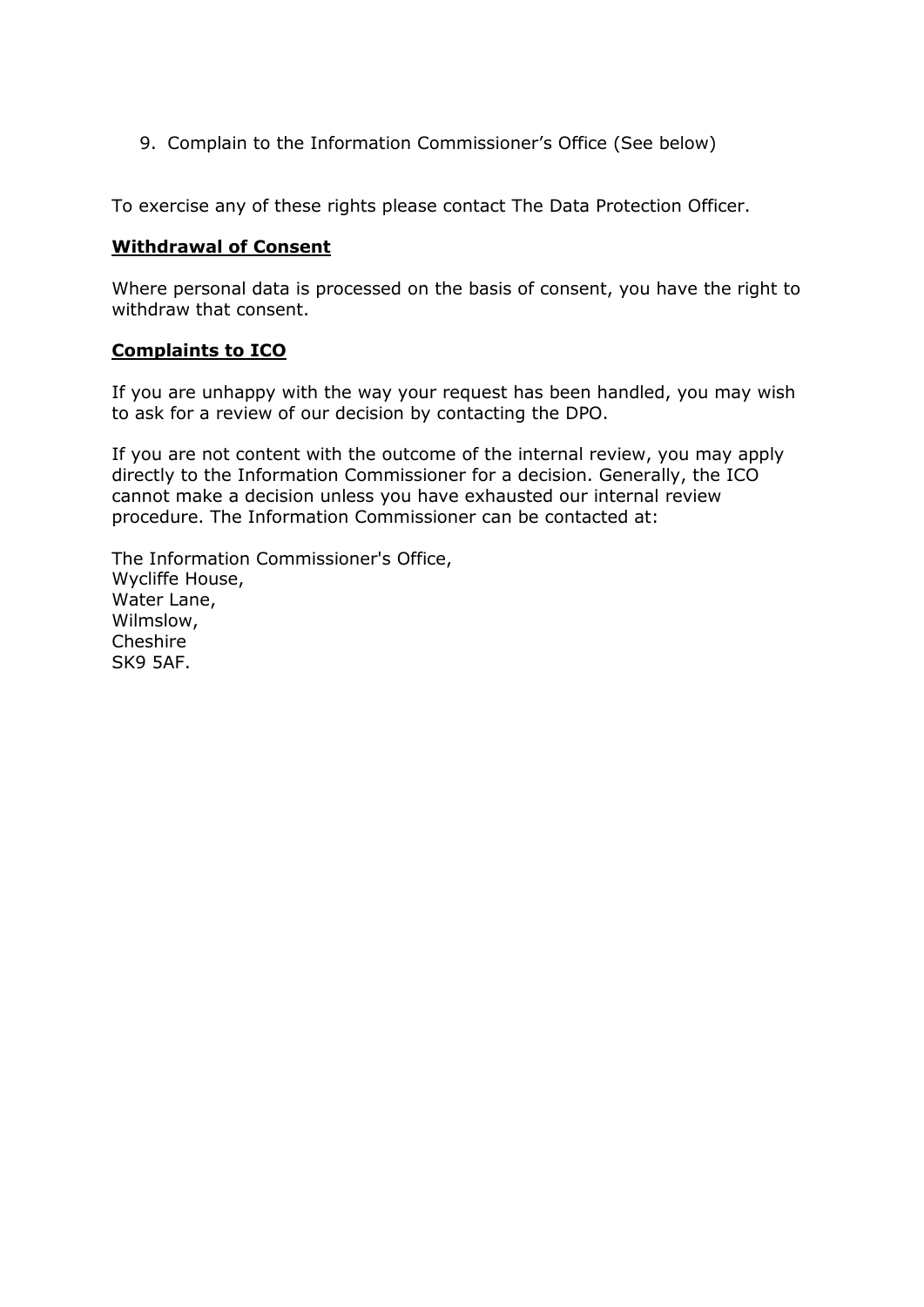9. Complain to the Information Commissioner’s Office (See below)

To exercise any of these rights please contact The Data Protection Officer.

**Withdrawal of Consent**

Where personal data is processed on the basis of consent, you have the right to withdraw that consent.

**Complaints to ICO**

If you are unhappy with the way your request has been handled, you may wish to ask for a review of our decision by contacting the DPO.

If you are not content with the outcome of the internal review, you may apply directly to the Information Commissioner for a decision. Generally, the ICO cannot make a decision unless you have exhausted our internal review procedure. The Information Commissioner can be contacted at:

The Information Commissioner's Office,
Wycliffe House,
Water Lane,
Wilmslow,
Cheshire
SK9 5AF.